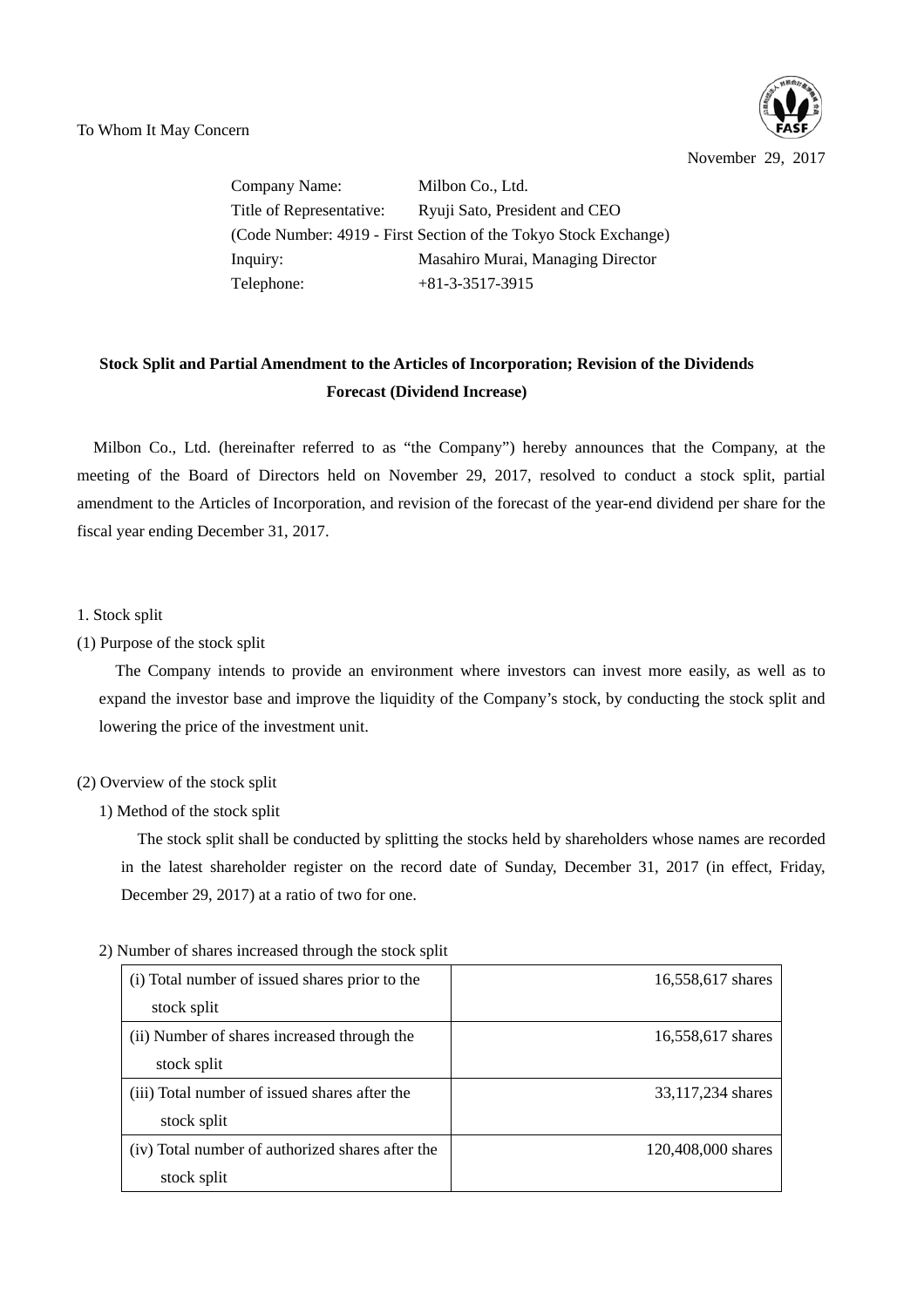To Whom It May Concern

November 29, 2017

Company Name: Milbon Co., Ltd.
Title of Representative: Ryuji Sato, President and CEO
(Code Number: 4919 - First Section of the Tokyo Stock Exchange)
Inquiry: Masahiro Murai, Managing Director
Telephone: +81-3-3517-3915

## Stock Split and Partial Amendment to the Articles of Incorporation; Revision of the Dividends Forecast (Dividend Increase)

Milbon Co., Ltd. (hereinafter referred to as "the Company") hereby announces that the Company, at the meeting of the Board of Directors held on November 29, 2017, resolved to conduct a stock split, partial amendment to the Articles of Incorporation, and revision of the forecast of the year-end dividend per share for the fiscal year ending December 31, 2017.

1. Stock split

(1) Purpose of the stock split

The Company intends to provide an environment where investors can invest more easily, as well as to expand the investor base and improve the liquidity of the Company's stock, by conducting the stock split and lowering the price of the investment unit.

(2) Overview of the stock split

1) Method of the stock split

The stock split shall be conducted by splitting the stocks held by shareholders whose names are recorded in the latest shareholder register on the record date of Sunday, December 31, 2017 (in effect, Friday, December 29, 2017) at a ratio of two for one.

2) Number of shares increased through the stock split

| | |
|---|---|
| (i) Total number of issued shares prior to the stock split | 16,558,617 shares |
| (ii) Number of shares increased through the stock split | 16,558,617 shares |
| (iii) Total number of issued shares after the stock split | 33,117,234 shares |
| (iv) Total number of authorized shares after the stock split | 120,408,000 shares |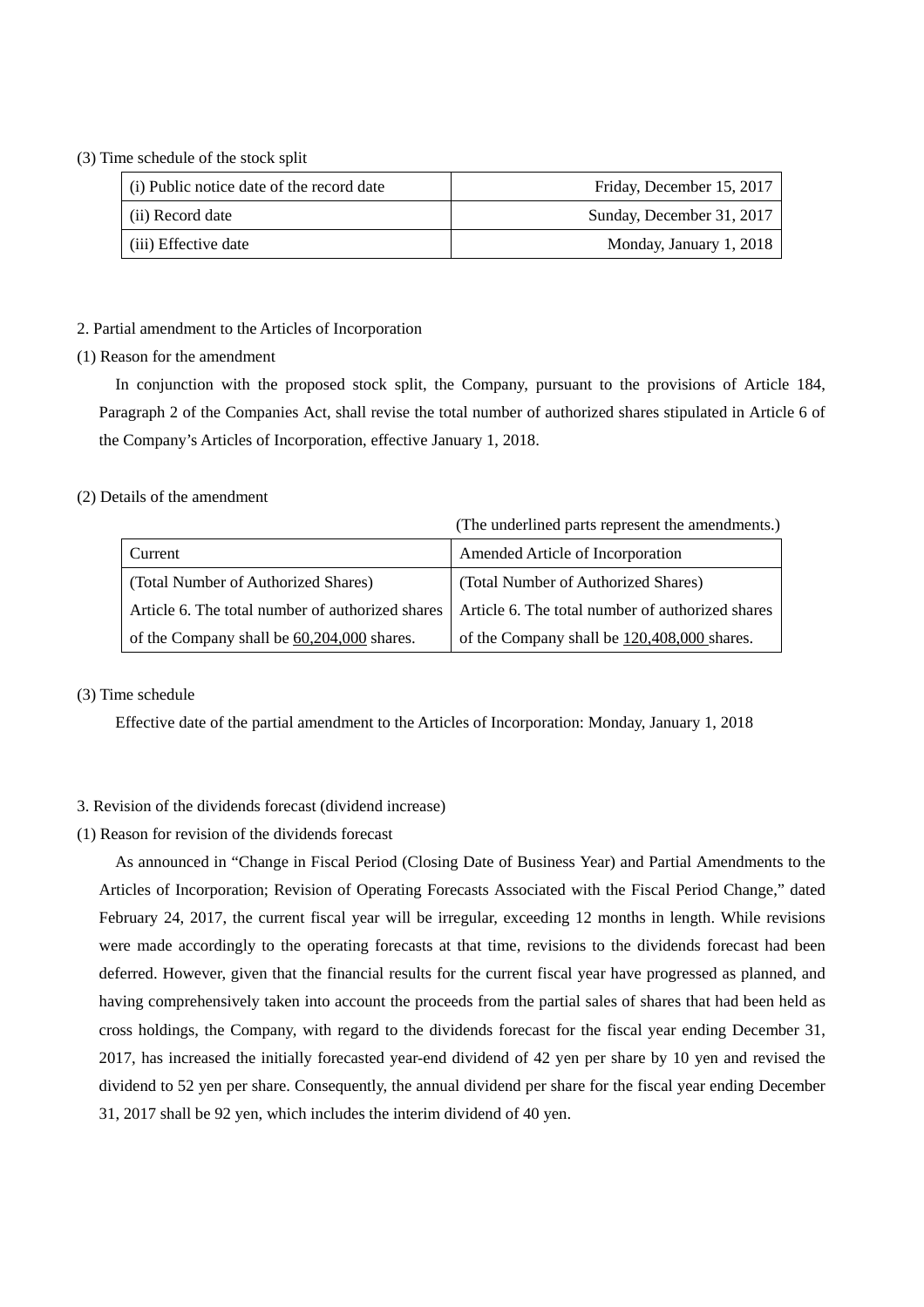(3) Time schedule of the stock split

| (i) Public notice date of the record date | Friday, December 15, 2017 |
|---|---|
| (ii) Record date | Sunday, December 31, 2017 |
| (iii) Effective date | Monday, January 1, 2018 |

2. Partial amendment to the Articles of Incorporation

(1) Reason for the amendment

In conjunction with the proposed stock split, the Company, pursuant to the provisions of Article 184, Paragraph 2 of the Companies Act, shall revise the total number of authorized shares stipulated in Article 6 of the Company's Articles of Incorporation, effective January 1, 2018.

(2) Details of the amendment

(The underlined parts represent the amendments.)

| Current | Amended Article of Incorporation |
|---|---|
| (Total Number of Authorized Shares) | (Total Number of Authorized Shares) |
| Article 6. The total number of authorized shares of the Company shall be <u>60,204,000</u> shares. | Article 6. The total number of authorized shares of the Company shall be <u>120,408,000</u> shares. |

(3) Time schedule

Effective date of the partial amendment to the Articles of Incorporation: Monday, January 1, 2018

3. Revision of the dividends forecast (dividend increase)

(1) Reason for revision of the dividends forecast

As announced in "Change in Fiscal Period (Closing Date of Business Year) and Partial Amendments to the Articles of Incorporation; Revision of Operating Forecasts Associated with the Fiscal Period Change," dated February 24, 2017, the current fiscal year will be irregular, exceeding 12 months in length. While revisions were made accordingly to the operating forecasts at that time, revisions to the dividends forecast had been deferred. However, given that the financial results for the current fiscal year have progressed as planned, and having comprehensively taken into account the proceeds from the partial sales of shares that had been held as cross holdings, the Company, with regard to the dividends forecast for the fiscal year ending December 31, 2017, has increased the initially forecasted year-end dividend of 42 yen per share by 10 yen and revised the dividend to 52 yen per share. Consequently, the annual dividend per share for the fiscal year ending December 31, 2017 shall be 92 yen, which includes the interim dividend of 40 yen.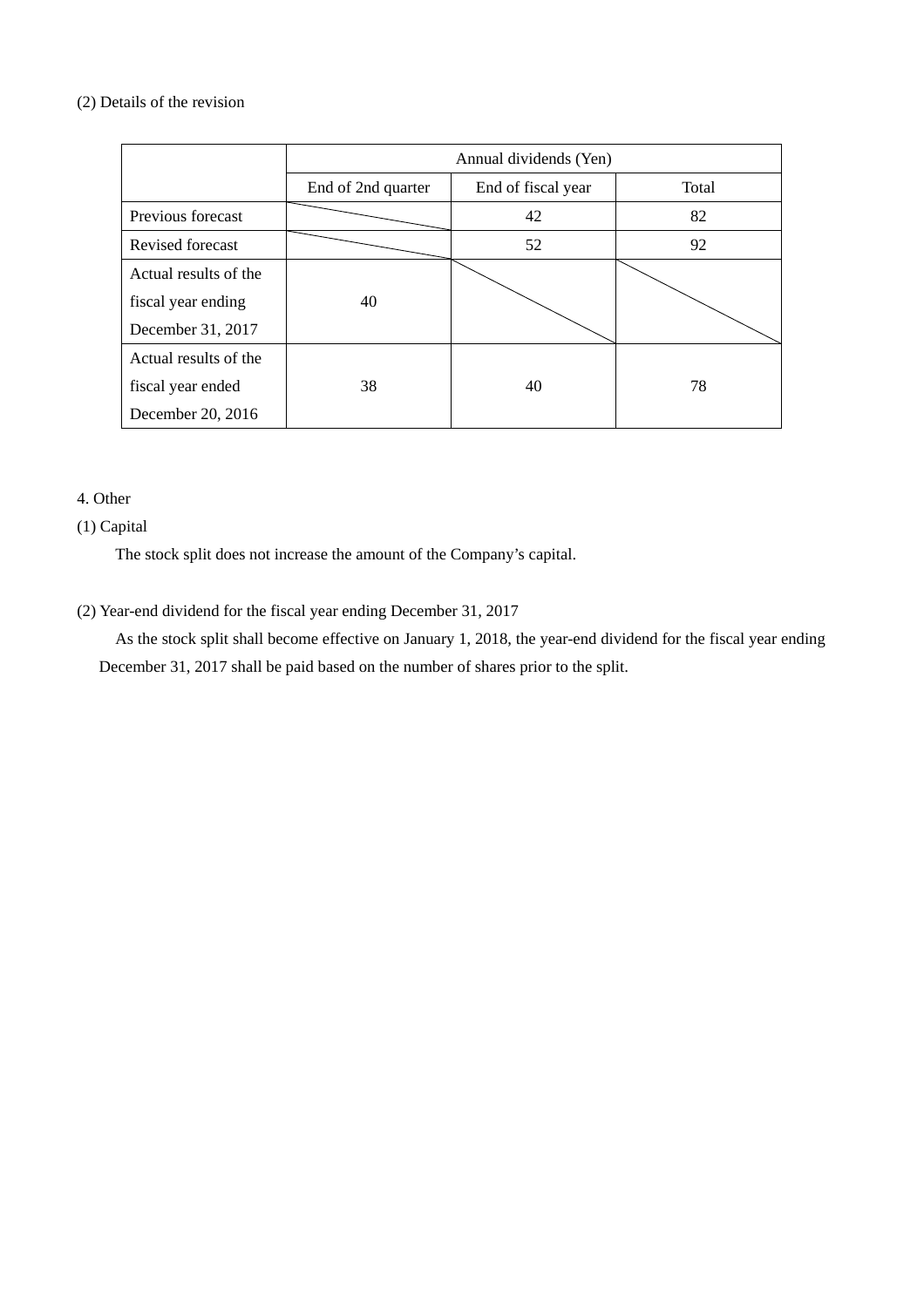(2) Details of the revision

| | Annual dividends (Yen) | | |
|---|---|---|---|
| | End of 2nd quarter | End of fiscal year | Total |
| Previous forecast | | 42 | 82 |
| Revised forecast | | 52 | 92 |
| Actual results of the fiscal year ending December 31, 2017 | 40 | | |
| Actual results of the fiscal year ended December 20, 2016 | 38 | 40 | 78 |

4. Other

(1) Capital

The stock split does not increase the amount of the Company's capital.

(2) Year-end dividend for the fiscal year ending December 31, 2017

As the stock split shall become effective on January 1, 2018, the year-end dividend for the fiscal year ending December 31, 2017 shall be paid based on the number of shares prior to the split.